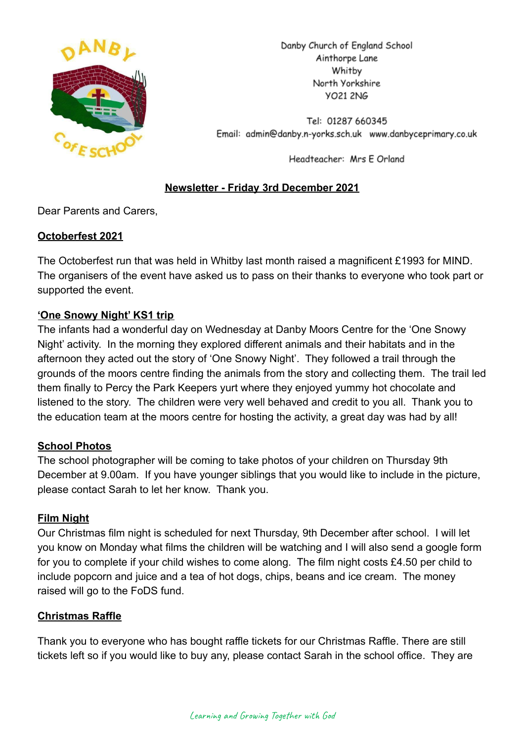Danby Church of England School
Ainthorpe Lane
Whitby
North Yorkshire
YO21 2NG

Tel: 01287 660345
Email: admin@danby.n-yorks.sch.uk www.danbyceprimary.co.uk

Headteacher: Mrs E Orland

# Newsletter - Friday 3rd December 2021

Dear Parents and Carers,

## Octoberfest 2021

The Octoberfest run that was held in Whitby last month raised a magnificent £1993 for MIND. The organisers of the event have asked us to pass on their thanks to everyone who took part or supported the event.

## 'One Snowy Night' KS1 trip

The infants had a wonderful day on Wednesday at Danby Moors Centre for the 'One Snowy Night' activity. In the morning they explored different animals and their habitats and in the afternoon they acted out the story of 'One Snowy Night'. They followed a trail through the grounds of the moors centre finding the animals from the story and collecting them. The trail led them finally to Percy the Park Keepers yurt where they enjoyed yummy hot chocolate and listened to the story. The children were very well behaved and credit to you all. Thank you to the education team at the moors centre for hosting the activity, a great day was had by all!

## School Photos

The school photographer will be coming to take photos of your children on Thursday 9th December at 9.00am. If you have younger siblings that you would like to include in the picture, please contact Sarah to let her know. Thank you.

## Film Night

Our Christmas film night is scheduled for next Thursday, 9th December after school. I will let you know on Monday what films the children will be watching and I will also send a google form for you to complete if your child wishes to come along. The film night costs £4.50 per child to include popcorn and juice and a tea of hot dogs, chips, beans and ice cream. The money raised will go to the FoDS fund.

## Christmas Raffle

Thank you to everyone who has bought raffle tickets for our Christmas Raffle. There are still tickets left so if you would like to buy any, please contact Sarah in the school office. They are

*Learning and Growing Together with God*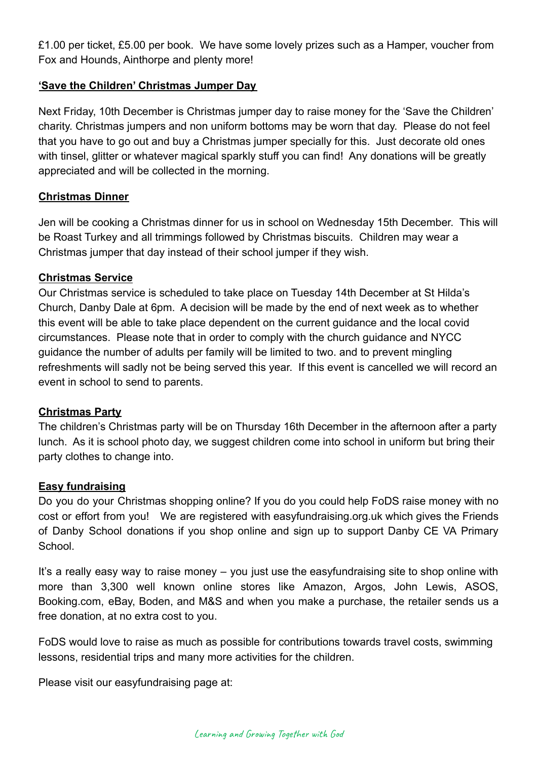£1.00 per ticket, £5.00 per book. We have some lovely prizes such as a Hamper, voucher from Fox and Hounds, Ainthorpe and plenty more!

**'Save the Children' Christmas Jumper Day**

Next Friday, 10th December is Christmas jumper day to raise money for the 'Save the Children' charity. Christmas jumpers and non uniform bottoms may be worn that day. Please do not feel that you have to go out and buy a Christmas jumper specially for this. Just decorate old ones with tinsel, glitter or whatever magical sparkly stuff you can find! Any donations will be greatly appreciated and will be collected in the morning.

**Christmas Dinner**

Jen will be cooking a Christmas dinner for us in school on Wednesday 15th December. This will be Roast Turkey and all trimmings followed by Christmas biscuits. Children may wear a Christmas jumper that day instead of their school jumper if they wish.

**Christmas Service**

Our Christmas service is scheduled to take place on Tuesday 14th December at St Hilda's Church, Danby Dale at 6pm. A decision will be made by the end of next week as to whether this event will be able to take place dependent on the current guidance and the local covid circumstances. Please note that in order to comply with the church guidance and NYCC guidance the number of adults per family will be limited to two. and to prevent mingling refreshments will sadly not be being served this year. If this event is cancelled we will record an event in school to send to parents.

**Christmas Party**

The children's Christmas party will be on Thursday 16th December in the afternoon after a party lunch. As it is school photo day, we suggest children come into school in uniform but bring their party clothes to change into.

**Easy fundraising**

Do you do your Christmas shopping online? If you do you could help FoDS raise money with no cost or effort from you! We are registered with easyfundraising.org.uk which gives the Friends of Danby School donations if you shop online and sign up to support Danby CE VA Primary School.

It's a really easy way to raise money – you just use the easyfundraising site to shop online with more than 3,300 well known online stores like Amazon, Argos, John Lewis, ASOS, Booking.com, eBay, Boden, and M&S and when you make a purchase, the retailer sends us a free donation, at no extra cost to you.

FoDS would love to raise as much as possible for contributions towards travel costs, swimming lessons, residential trips and many more activities for the children.

Please visit our easyfundraising page at: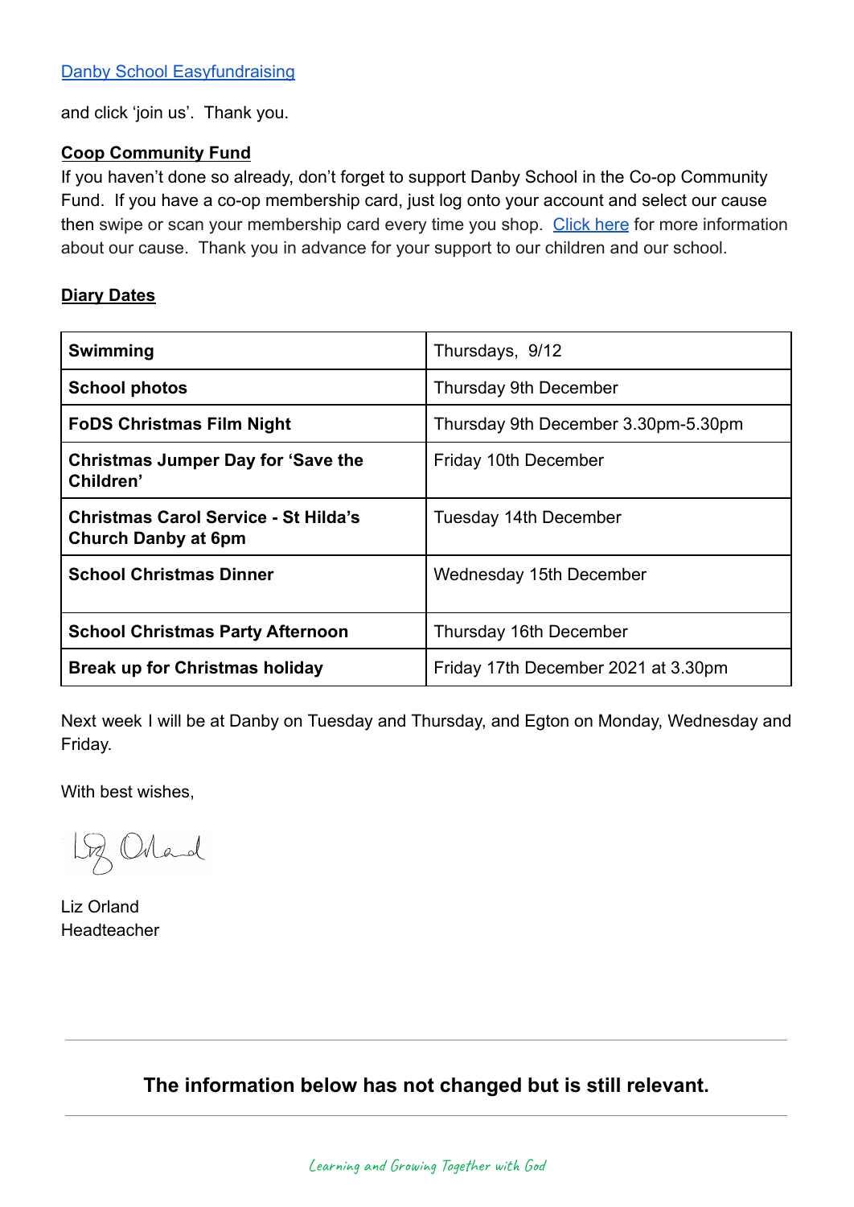[Danby School Easyfundraising](#)

and click 'join us'. Thank you.

**Coop Community Fund**

If you haven't done so already, don't forget to support Danby School in the Co-op Community Fund. If you have a co-op membership card, just log onto your account and select our cause then swipe or scan your membership card every time you shop. [Click here](#) for more information about our cause. Thank you in advance for your support to our children and our school.

**Diary Dates**

| | |
|---|---|
| **Swimming** | Thursdays, 9/12 |
| **School photos** | Thursday 9th December |
| **FoDS Christmas Film Night** | Thursday 9th December 3.30pm-5.30pm |
| **Christmas Jumper Day for 'Save the Children'** | Friday 10th December |
| **Christmas Carol Service - St Hilda's Church Danby at 6pm** | Tuesday 14th December |
| **School Christmas Dinner** | Wednesday 15th December |
| **School Christmas Party Afternoon** | Thursday 16th December |
| **Break up for Christmas holiday** | Friday 17th December 2021 at 3.30pm |

Next week I will be at Danby on Tuesday and Thursday, and Egton on Monday, Wednesday and Friday.

With best wishes,

Liz Orland

Liz Orland
Headteacher

---

**The information below has not changed but is still relevant.**

---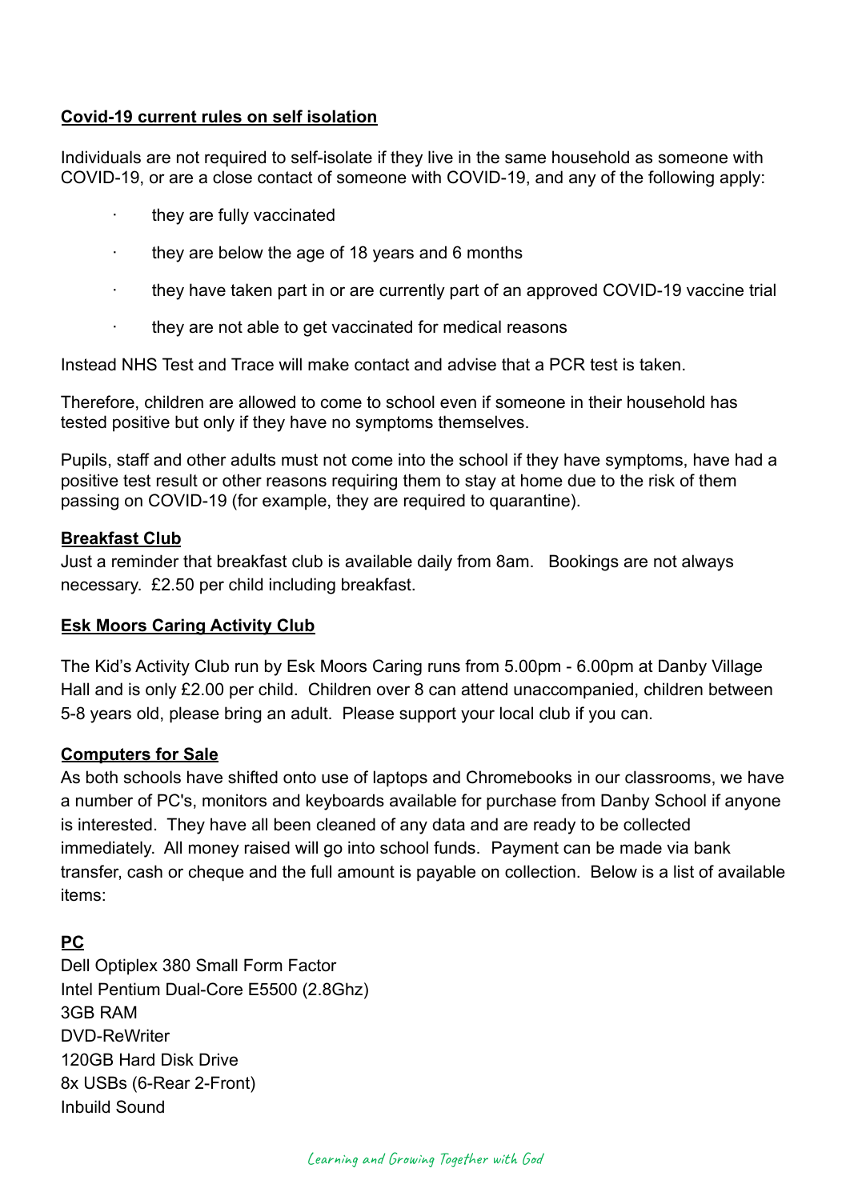**Covid-19 current rules on self isolation**

Individuals are not required to self-isolate if they live in the same household as someone with COVID-19, or are a close contact of someone with COVID-19, and any of the following apply:

- they are fully vaccinated
- they are below the age of 18 years and 6 months
- they have taken part in or are currently part of an approved COVID-19 vaccine trial
- they are not able to get vaccinated for medical reasons

Instead NHS Test and Trace will make contact and advise that a PCR test is taken.

Therefore, children are allowed to come to school even if someone in their household has tested positive but only if they have no symptoms themselves.

Pupils, staff and other adults must not come into the school if they have symptoms, have had a positive test result or other reasons requiring them to stay at home due to the risk of them passing on COVID-19 (for example, they are required to quarantine).

**Breakfast Club**

Just a reminder that breakfast club is available daily from 8am. Bookings are not always necessary. £2.50 per child including breakfast.

**Esk Moors Caring Activity Club**

The Kid's Activity Club run by Esk Moors Caring runs from 5.00pm - 6.00pm at Danby Village Hall and is only £2.00 per child. Children over 8 can attend unaccompanied, children between 5-8 years old, please bring an adult. Please support your local club if you can.

**Computers for Sale**

As both schools have shifted onto use of laptops and Chromebooks in our classrooms, we have a number of PC's, monitors and keyboards available for purchase from Danby School if anyone is interested. They have all been cleaned of any data and are ready to be collected immediately. All money raised will go into school funds. Payment can be made via bank transfer, cash or cheque and the full amount is payable on collection. Below is a list of available items:

**PC**

Dell Optiplex 380 Small Form Factor
Intel Pentium Dual-Core E5500 (2.8Ghz)
3GB RAM
DVD-ReWriter
120GB Hard Disk Drive
8x USBs (6-Rear 2-Front)
Inbuild Sound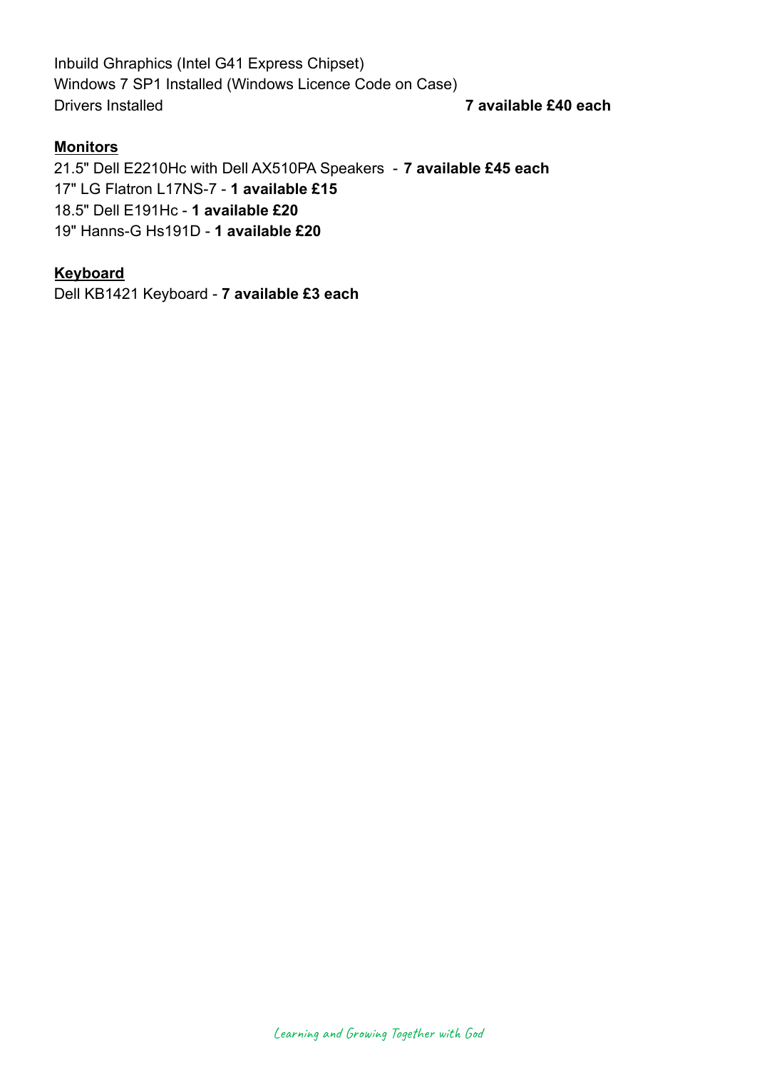Inbuild Ghraphics (Intel G41 Express Chipset)
Windows 7 SP1 Installed (Windows Licence Code on Case)
Drivers Installed **7 available £40 each**

**Monitors**

21.5" Dell E2210Hc with Dell AX510PA Speakers - **7 available £45 each**
17" LG Flatron L17NS-7 - **1 available £15**
18.5" Dell E191Hc - **1 available £20**
19" Hanns-G Hs191D - **1 available £20**

**Keyboard**

Dell KB1421 Keyboard - **7 available £3 each**